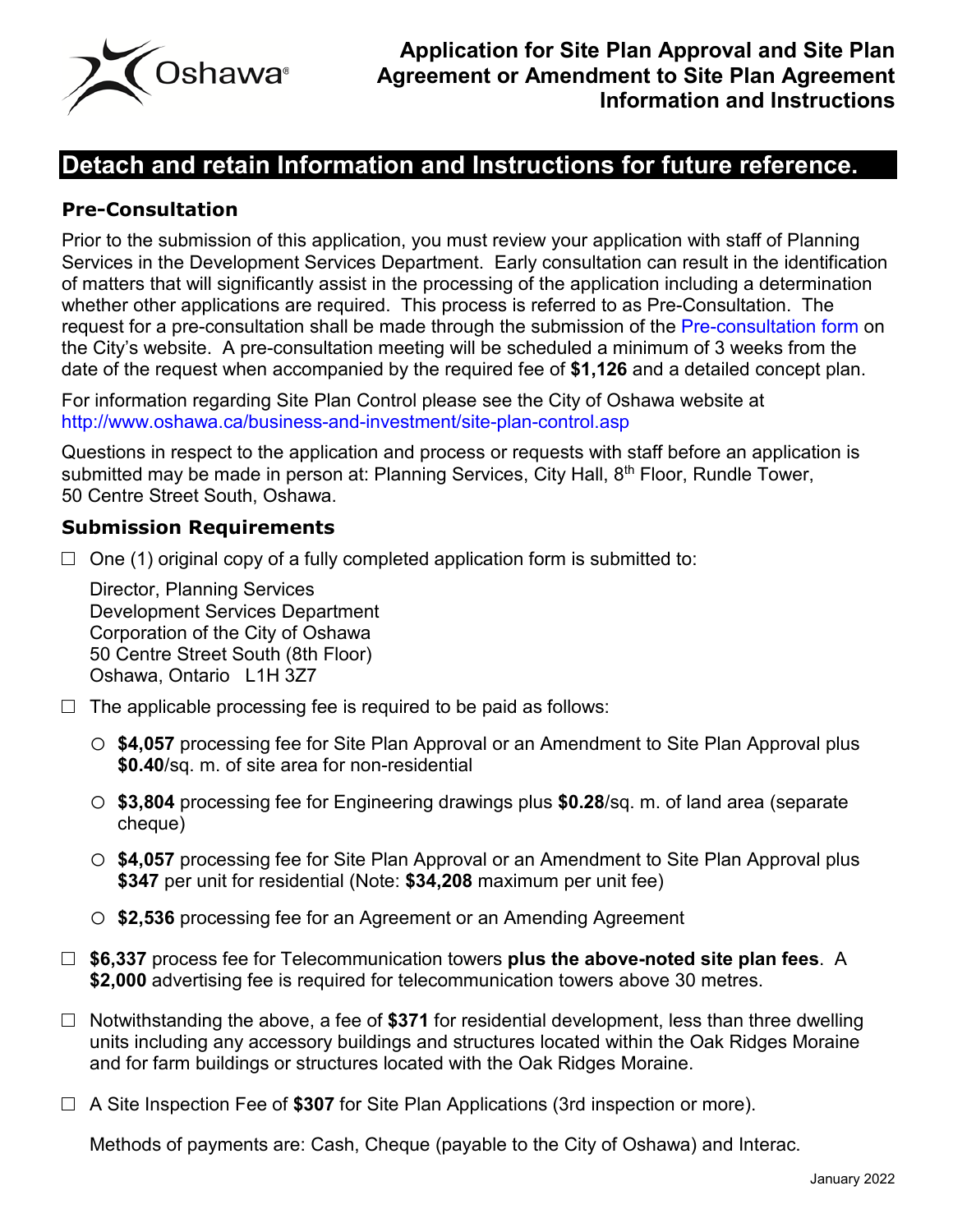# Application for Site Plan Approval and Site Plan Agreement or Amendment to Site Plan Agreement Information and Instructions

## Detach and retain Information and Instructions for future reference.

### Pre-Consultation

Prior to the submission of this application, you must review your application with staff of Planning Services in the Development Services Department. Early consultation can result in the identification of matters that will significantly assist in the processing of the application including a determination whether other applications are required. This process is referred to as Pre-Consultation. The request for a pre-consultation shall be made through the submission of the Pre-consultation form on the City's website. A pre-consultation meeting will be scheduled a minimum of 3 weeks from the date of the request when accompanied by the required fee of **$1,126** and a detailed concept plan.

For information regarding Site Plan Control please see the City of Oshawa website at http://www.oshawa.ca/business-and-investment/site-plan-control.asp

Questions in respect to the application and process or requests with staff before an application is submitted may be made in person at: Planning Services, City Hall, 8th Floor, Rundle Tower, 50 Centre Street South, Oshawa.

### Submission Requirements

☐ One (1) original copy of a fully completed application form is submitted to:

Director, Planning Services
Development Services Department
Corporation of the City of Oshawa
50 Centre Street South (8th Floor)
Oshawa, Ontario L1H 3Z7

☐ The applicable processing fee is required to be paid as follows:

- **$4,057** processing fee for Site Plan Approval or an Amendment to Site Plan Approval plus **$0.40**/sq. m. of site area for non-residential
- **$3,804** processing fee for Engineering drawings plus **$0.28**/sq. m. of land area (separate cheque)
- **$4,057** processing fee for Site Plan Approval or an Amendment to Site Plan Approval plus **$347** per unit for residential (Note: **$34,208** maximum per unit fee)
- **$2,536** processing fee for an Agreement or an Amending Agreement

☐ **$6,337** process fee for Telecommunication towers **plus the above-noted site plan fees**. A **$2,000** advertising fee is required for telecommunication towers above 30 metres.

☐ Notwithstanding the above, a fee of **$371** for residential development, less than three dwelling units including any accessory buildings and structures located within the Oak Ridges Moraine and for farm buildings or structures located with the Oak Ridges Moraine.

☐ A Site Inspection Fee of **$307** for Site Plan Applications (3rd inspection or more).

Methods of payments are: Cash, Cheque (payable to the City of Oshawa) and Interac.

January 2022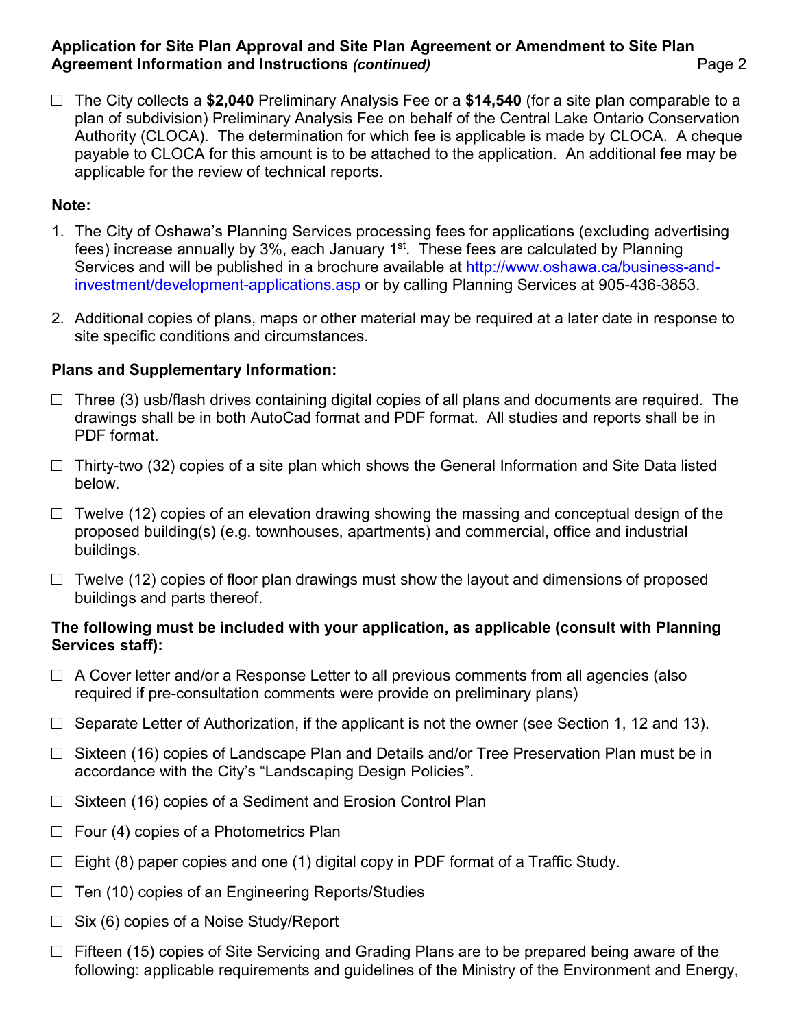- ☐ The City collects a **$2,040** Preliminary Analysis Fee or a **$14,540** (for a site plan comparable to a plan of subdivision) Preliminary Analysis Fee on behalf of the Central Lake Ontario Conservation Authority (CLOCA). The determination for which fee is applicable is made by CLOCA. A cheque payable to CLOCA for this amount is to be attached to the application. An additional fee may be applicable for the review of technical reports.

**Note:**

1. The City of Oshawa's Planning Services processing fees for applications (excluding advertising fees) increase annually by 3%, each January 1st. These fees are calculated by Planning Services and will be published in a brochure available at http://www.oshawa.ca/business-and-investment/development-applications.asp or by calling Planning Services at 905-436-3853.

2. Additional copies of plans, maps or other material may be required at a later date in response to site specific conditions and circumstances.

**Plans and Supplementary Information:**

- ☐ Three (3) usb/flash drives containing digital copies of all plans and documents are required. The drawings shall be in both AutoCad format and PDF format. All studies and reports shall be in PDF format.
- ☐ Thirty-two (32) copies of a site plan which shows the General Information and Site Data listed below.
- ☐ Twelve (12) copies of an elevation drawing showing the massing and conceptual design of the proposed building(s) (e.g. townhouses, apartments) and commercial, office and industrial buildings.
- ☐ Twelve (12) copies of floor plan drawings must show the layout and dimensions of proposed buildings and parts thereof.

**The following must be included with your application, as applicable (consult with Planning Services staff):**

- ☐ A Cover letter and/or a Response Letter to all previous comments from all agencies (also required if pre-consultation comments were provide on preliminary plans)
- ☐ Separate Letter of Authorization, if the applicant is not the owner (see Section 1, 12 and 13).
- ☐ Sixteen (16) copies of Landscape Plan and Details and/or Tree Preservation Plan must be in accordance with the City's "Landscaping Design Policies".
- ☐ Sixteen (16) copies of a Sediment and Erosion Control Plan
- ☐ Four (4) copies of a Photometrics Plan
- ☐ Eight (8) paper copies and one (1) digital copy in PDF format of a Traffic Study.
- ☐ Ten (10) copies of an Engineering Reports/Studies
- ☐ Six (6) copies of a Noise Study/Report
- ☐ Fifteen (15) copies of Site Servicing and Grading Plans are to be prepared being aware of the following: applicable requirements and guidelines of the Ministry of the Environment and Energy,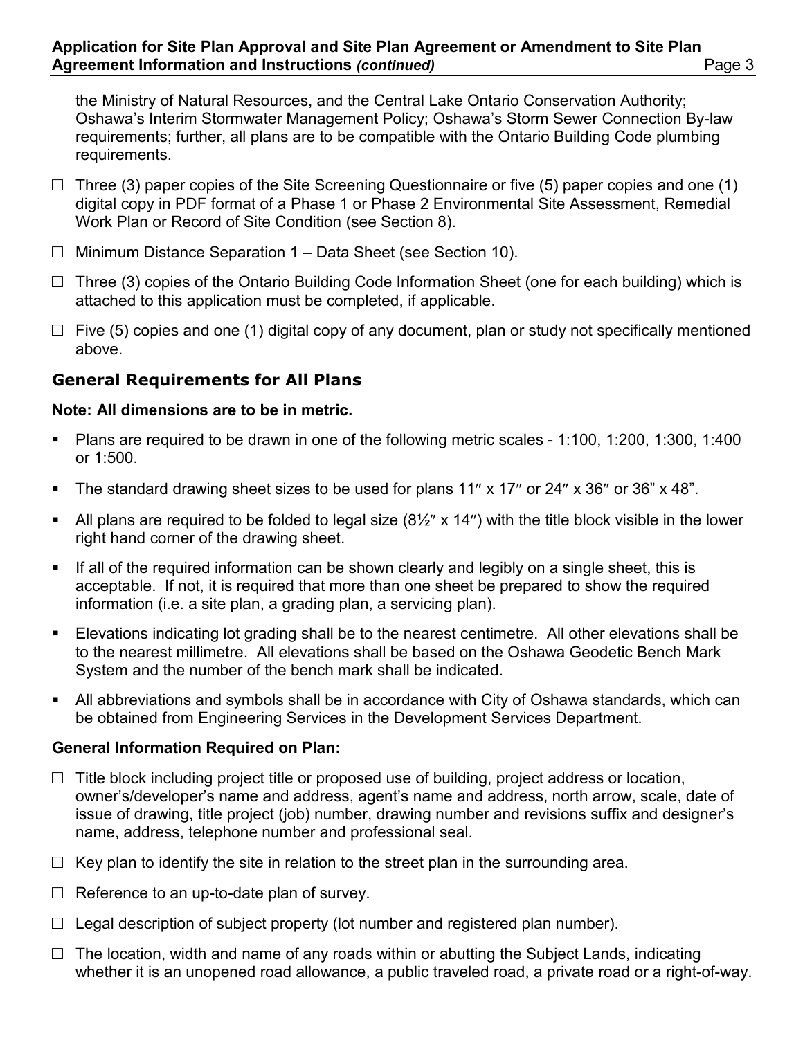the Ministry of Natural Resources, and the Central Lake Ontario Conservation Authority; Oshawa's Interim Stormwater Management Policy; Oshawa's Storm Sewer Connection By-law requirements; further, all plans are to be compatible with the Ontario Building Code plumbing requirements.

☐ Three (3) paper copies of the Site Screening Questionnaire or five (5) paper copies and one (1) digital copy in PDF format of a Phase 1 or Phase 2 Environmental Site Assessment, Remedial Work Plan or Record of Site Condition (see Section 8).

☐ Minimum Distance Separation 1 – Data Sheet (see Section 10).

☐ Three (3) copies of the Ontario Building Code Information Sheet (one for each building) which is attached to this application must be completed, if applicable.

☐ Five (5) copies and one (1) digital copy of any document, plan or study not specifically mentioned above.

## General Requirements for All Plans

**Note: All dimensions are to be in metric.**

- Plans are required to be drawn in one of the following metric scales - 1:100, 1:200, 1:300, 1:400 or 1:500.
- The standard drawing sheet sizes to be used for plans 11″ x 17″ or 24″ x 36″ or 36" x 48".
- All plans are required to be folded to legal size (8½″ x 14″) with the title block visible in the lower right hand corner of the drawing sheet.
- If all of the required information can be shown clearly and legibly on a single sheet, this is acceptable. If not, it is required that more than one sheet be prepared to show the required information (i.e. a site plan, a grading plan, a servicing plan).
- Elevations indicating lot grading shall be to the nearest centimetre. All other elevations shall be to the nearest millimetre. All elevations shall be based on the Oshawa Geodetic Bench Mark System and the number of the bench mark shall be indicated.
- All abbreviations and symbols shall be in accordance with City of Oshawa standards, which can be obtained from Engineering Services in the Development Services Department.

### General Information Required on Plan:

☐ Title block including project title or proposed use of building, project address or location, owner's/developer's name and address, agent's name and address, north arrow, scale, date of issue of drawing, title project (job) number, drawing number and revisions suffix and designer's name, address, telephone number and professional seal.

☐ Key plan to identify the site in relation to the street plan in the surrounding area.

☐ Reference to an up-to-date plan of survey.

☐ Legal description of subject property (lot number and registered plan number).

☐ The location, width and name of any roads within or abutting the Subject Lands, indicating whether it is an unopened road allowance, a public traveled road, a private road or a right-of-way.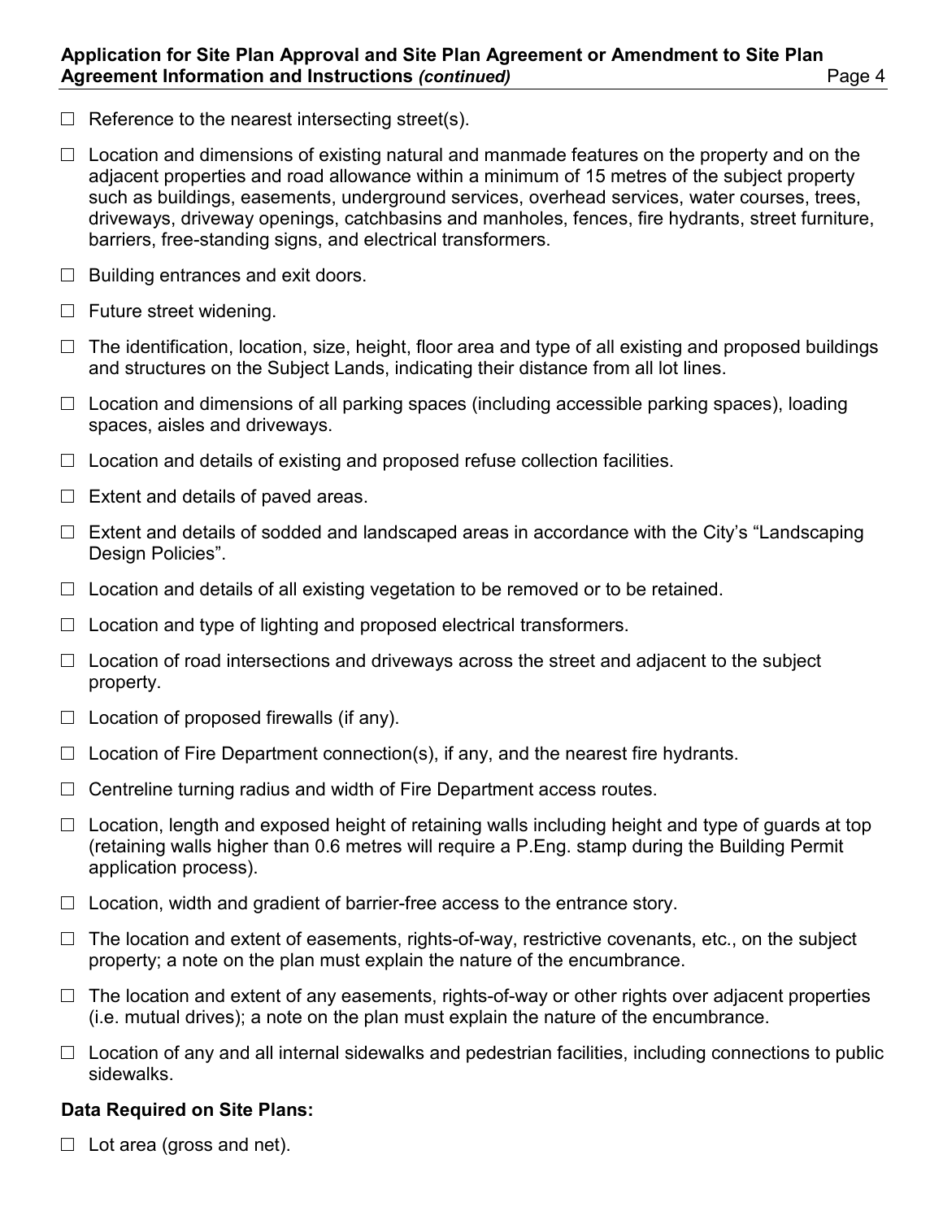- ☐ Reference to the nearest intersecting street(s).
- ☐ Location and dimensions of existing natural and manmade features on the property and on the adjacent properties and road allowance within a minimum of 15 metres of the subject property such as buildings, easements, underground services, overhead services, water courses, trees, driveways, driveway openings, catchbasins and manholes, fences, fire hydrants, street furniture, barriers, free-standing signs, and electrical transformers.
- ☐ Building entrances and exit doors.
- ☐ Future street widening.
- ☐ The identification, location, size, height, floor area and type of all existing and proposed buildings and structures on the Subject Lands, indicating their distance from all lot lines.
- ☐ Location and dimensions of all parking spaces (including accessible parking spaces), loading spaces, aisles and driveways.
- ☐ Location and details of existing and proposed refuse collection facilities.
- ☐ Extent and details of paved areas.
- ☐ Extent and details of sodded and landscaped areas in accordance with the City's "Landscaping Design Policies".
- ☐ Location and details of all existing vegetation to be removed or to be retained.
- ☐ Location and type of lighting and proposed electrical transformers.
- ☐ Location of road intersections and driveways across the street and adjacent to the subject property.
- ☐ Location of proposed firewalls (if any).
- ☐ Location of Fire Department connection(s), if any, and the nearest fire hydrants.
- ☐ Centreline turning radius and width of Fire Department access routes.
- ☐ Location, length and exposed height of retaining walls including height and type of guards at top (retaining walls higher than 0.6 metres will require a P.Eng. stamp during the Building Permit application process).
- ☐ Location, width and gradient of barrier-free access to the entrance story.
- ☐ The location and extent of easements, rights-of-way, restrictive covenants, etc., on the subject property; a note on the plan must explain the nature of the encumbrance.
- ☐ The location and extent of any easements, rights-of-way or other rights over adjacent properties (i.e. mutual drives); a note on the plan must explain the nature of the encumbrance.
- ☐ Location of any and all internal sidewalks and pedestrian facilities, including connections to public sidewalks.

**Data Required on Site Plans:**

- ☐ Lot area (gross and net).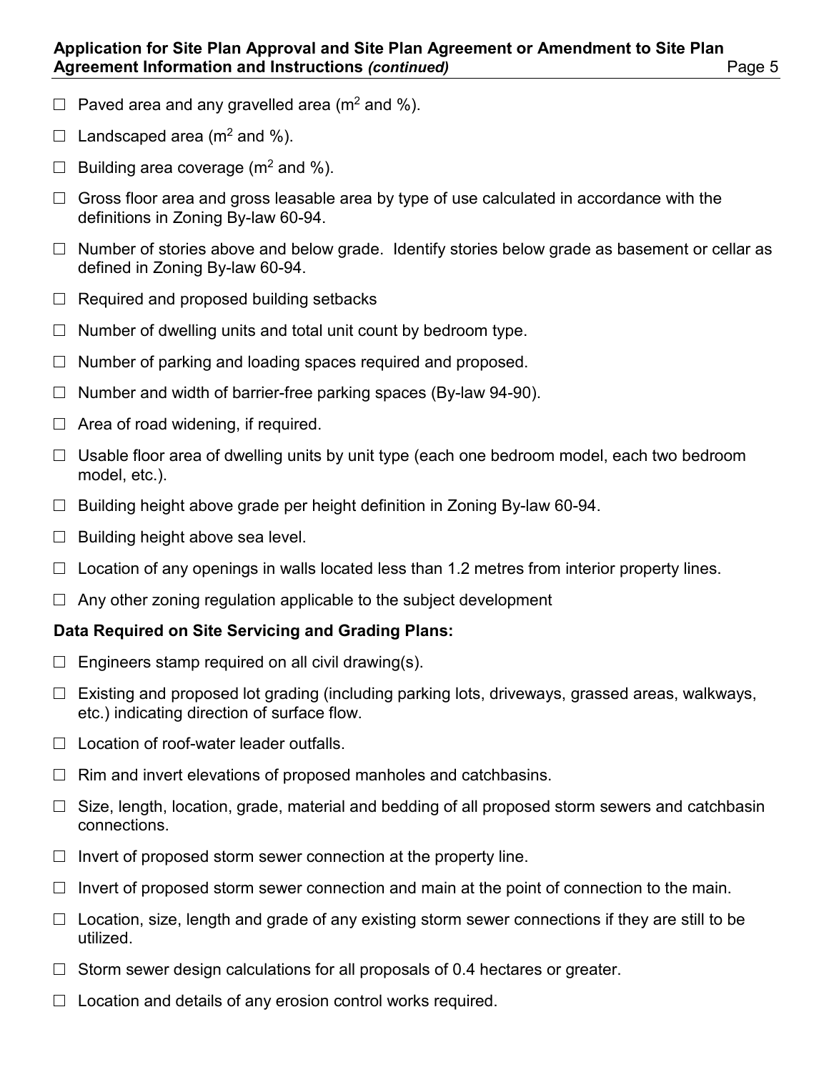- ☐ Paved area and any gravelled area ($m^2$ and %).
- ☐ Landscaped area ($m^2$ and %).
- ☐ Building area coverage ($m^2$ and %).
- ☐ Gross floor area and gross leasable area by type of use calculated in accordance with the definitions in Zoning By-law 60-94.
- ☐ Number of stories above and below grade. Identify stories below grade as basement or cellar as defined in Zoning By-law 60-94.
- ☐ Required and proposed building setbacks
- ☐ Number of dwelling units and total unit count by bedroom type.
- ☐ Number of parking and loading spaces required and proposed.
- ☐ Number and width of barrier-free parking spaces (By-law 94-90).
- ☐ Area of road widening, if required.
- ☐ Usable floor area of dwelling units by unit type (each one bedroom model, each two bedroom model, etc.).
- ☐ Building height above grade per height definition in Zoning By-law 60-94.
- ☐ Building height above sea level.
- ☐ Location of any openings in walls located less than 1.2 metres from interior property lines.
- ☐ Any other zoning regulation applicable to the subject development

**Data Required on Site Servicing and Grading Plans:**

- ☐ Engineers stamp required on all civil drawing(s).
- ☐ Existing and proposed lot grading (including parking lots, driveways, grassed areas, walkways, etc.) indicating direction of surface flow.
- ☐ Location of roof-water leader outfalls.
- ☐ Rim and invert elevations of proposed manholes and catchbasins.
- ☐ Size, length, location, grade, material and bedding of all proposed storm sewers and catchbasin connections.
- ☐ Invert of proposed storm sewer connection at the property line.
- ☐ Invert of proposed storm sewer connection and main at the point of connection to the main.
- ☐ Location, size, length and grade of any existing storm sewer connections if they are still to be utilized.
- ☐ Storm sewer design calculations for all proposals of 0.4 hectares or greater.
- ☐ Location and details of any erosion control works required.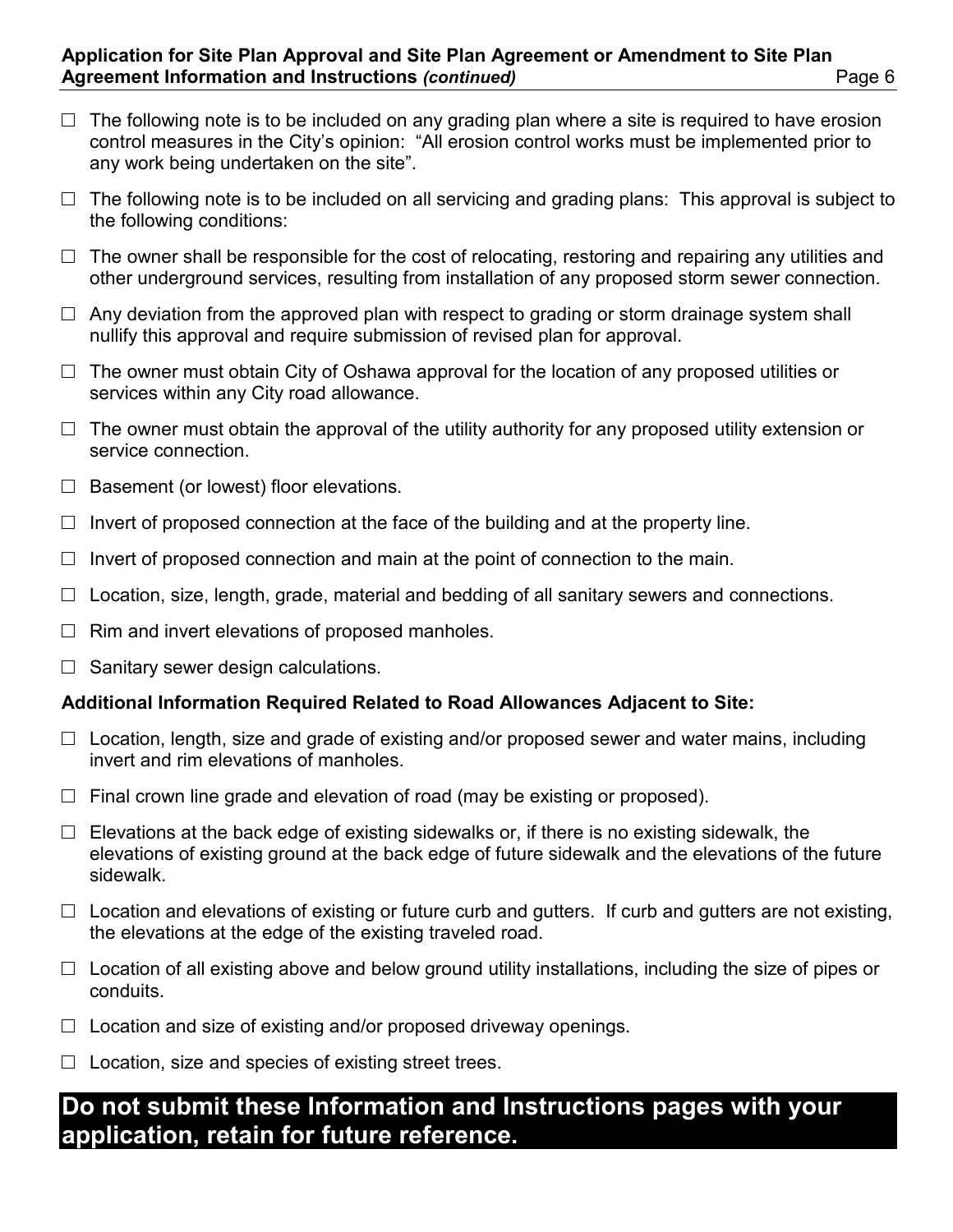- ☐ The following note is to be included on any grading plan where a site is required to have erosion control measures in the City's opinion: "All erosion control works must be implemented prior to any work being undertaken on the site".
- ☐ The following note is to be included on all servicing and grading plans: This approval is subject to the following conditions:
- ☐ The owner shall be responsible for the cost of relocating, restoring and repairing any utilities and other underground services, resulting from installation of any proposed storm sewer connection.
- ☐ Any deviation from the approved plan with respect to grading or storm drainage system shall nullify this approval and require submission of revised plan for approval.
- ☐ The owner must obtain City of Oshawa approval for the location of any proposed utilities or services within any City road allowance.
- ☐ The owner must obtain the approval of the utility authority for any proposed utility extension or service connection.
- ☐ Basement (or lowest) floor elevations.
- ☐ Invert of proposed connection at the face of the building and at the property line.
- ☐ Invert of proposed connection and main at the point of connection to the main.
- ☐ Location, size, length, grade, material and bedding of all sanitary sewers and connections.
- ☐ Rim and invert elevations of proposed manholes.
- ☐ Sanitary sewer design calculations.

**Additional Information Required Related to Road Allowances Adjacent to Site:**

- ☐ Location, length, size and grade of existing and/or proposed sewer and water mains, including invert and rim elevations of manholes.
- ☐ Final crown line grade and elevation of road (may be existing or proposed).
- ☐ Elevations at the back edge of existing sidewalks or, if there is no existing sidewalk, the elevations of existing ground at the back edge of future sidewalk and the elevations of the future sidewalk.
- ☐ Location and elevations of existing or future curb and gutters. If curb and gutters are not existing, the elevations at the edge of the existing traveled road.
- ☐ Location of all existing above and below ground utility installations, including the size of pipes or conduits.
- ☐ Location and size of existing and/or proposed driveway openings.
- ☐ Location, size and species of existing street trees.

## Do not submit these Information and Instructions pages with your application, retain for future reference.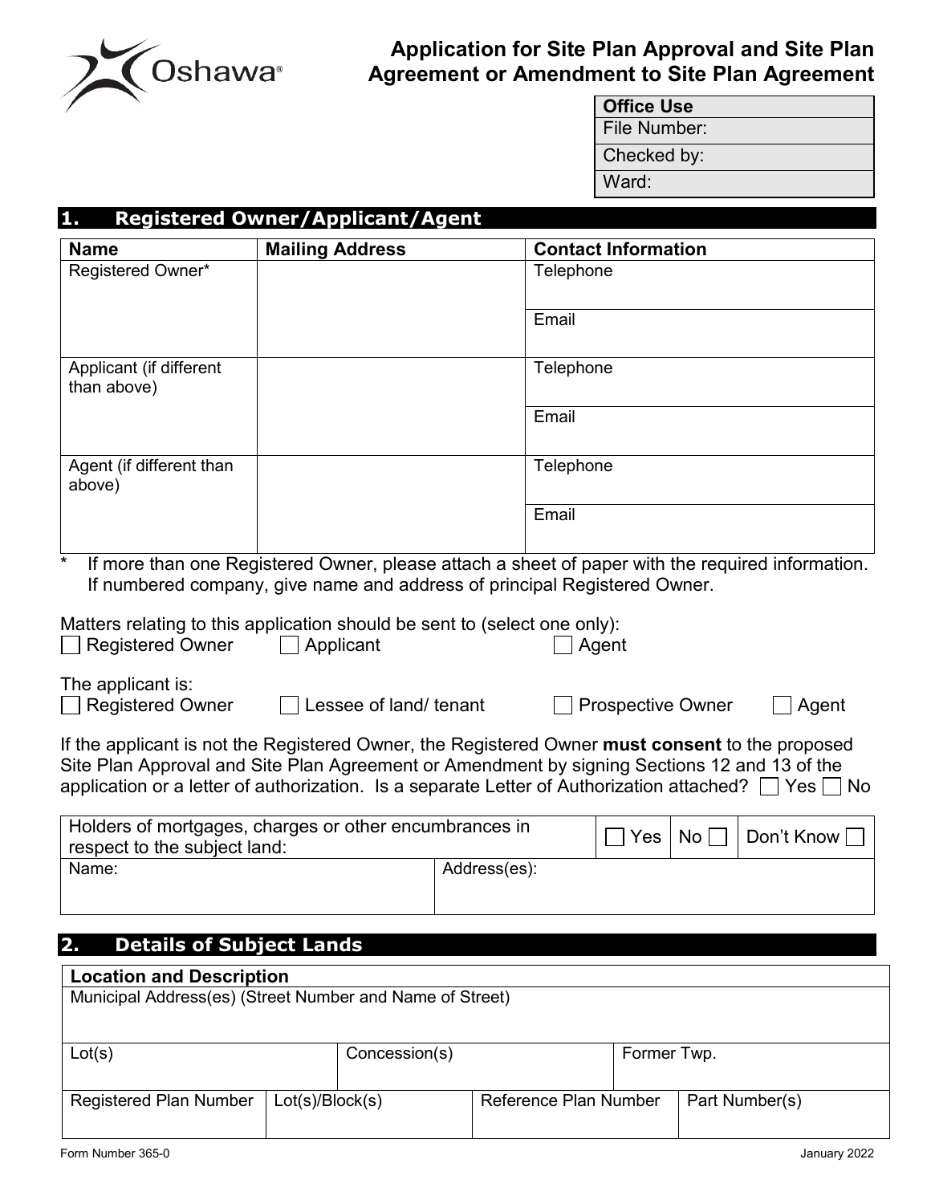# Application for Site Plan Approval and Site Plan Agreement or Amendment to Site Plan Agreement

| Office Use |
| --- |
| File Number: |
| Checked by: |
| Ward: |

## 1. Registered Owner/Applicant/Agent

| Name | Mailing Address | Contact Information |
| --- | --- | --- |
| Registered Owner* | | Telephone |
| | | Email |
| Applicant (if different than above) | | Telephone |
| | | Email |
| Agent (if different than above) | | Telephone |
| | | Email |

\* If more than one Registered Owner, please attach a sheet of paper with the required information. If numbered company, give name and address of principal Registered Owner.

Matters relating to this application should be sent to (select one only):
☐ Registered Owner ☐ Applicant ☐ Agent

The applicant is:
☐ Registered Owner ☐ Lessee of land/ tenant ☐ Prospective Owner ☐ Agent

If the applicant is not the Registered Owner, the Registered Owner **must consent** to the proposed Site Plan Approval and Site Plan Agreement or Amendment by signing Sections 12 and 13 of the application or a letter of authorization. Is a separate Letter of Authorization attached? ☐ Yes ☐ No

| Holders of mortgages, charges or other encumbrances in respect to the subject land: | ☐ Yes | No ☐ | Don't Know ☐ |
| --- | --- | --- | --- |
| Name: | Address(es): | | |

## 2. Details of Subject Lands

| Location and Description | | | |
| --- | --- | --- | --- |
| Municipal Address(es) (Street Number and Name of Street) | | | |
| Lot(s) | Concession(s) | Former Twp. | |
| Registered Plan Number | Lot(s)/Block(s) | Reference Plan Number | Part Number(s) |

Form Number 365-0 January 2022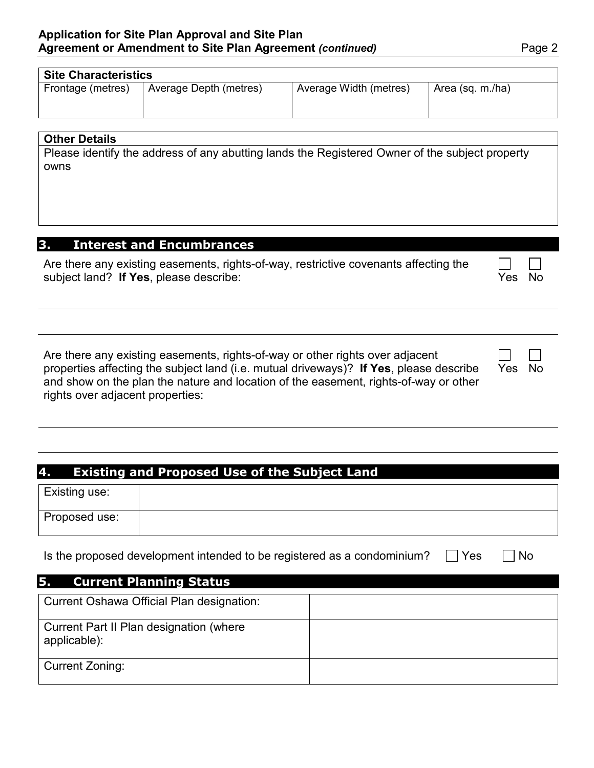| Site Characteristics | | | |
|---|---|---|---|
| Frontage (metres) | Average Depth (metres) | Average Width (metres) | Area (sq. m./ha) |
| | | | |

| Other Details |
|---|
| Please identify the address of any abutting lands the Registered Owner of the subject property owns |
| |

## 3. Interest and Encumbrances

Are there any existing easements, rights-of-way, restrictive covenants affecting the subject land? **If Yes**, please describe: ☐ Yes ☐ No

Are there any existing easements, rights-of-way or other rights over adjacent properties affecting the subject land (i.e. mutual driveways)? **If Yes**, please describe and show on the plan the nature and location of the easement, rights-of-way or other rights over adjacent properties: ☐ Yes ☐ No

## 4. Existing and Proposed Use of the Subject Land

| | |
|---|---|
| Existing use: | |
| Proposed use: | |

Is the proposed development intended to be registered as a condominium? ☐ Yes ☐ No

## 5. Current Planning Status

| | |
|---|---|
| Current Oshawa Official Plan designation: | |
| Current Part II Plan designation (where applicable): | |
| Current Zoning: | |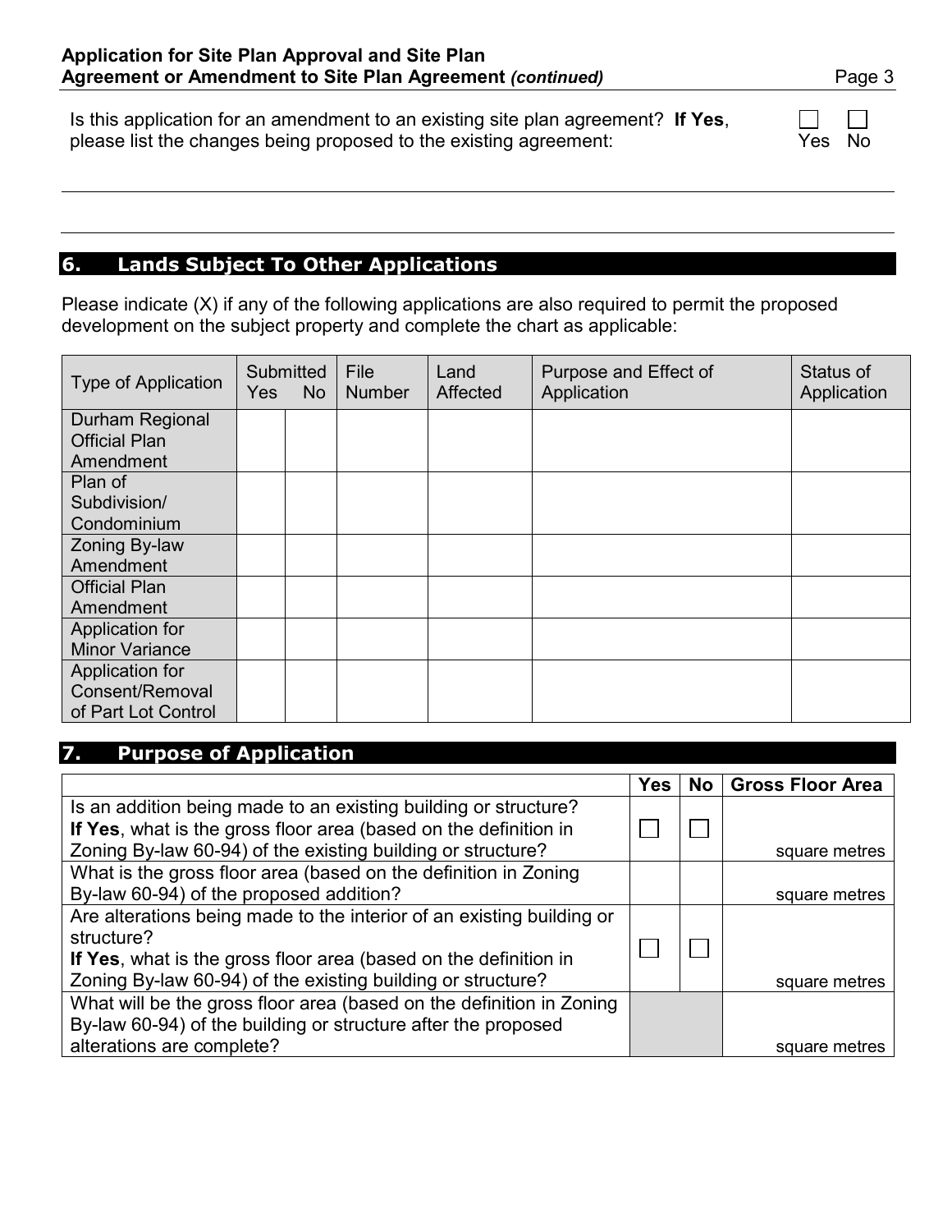Is this application for an amendment to an existing site plan agreement? **If Yes**, please list the changes being proposed to the existing agreement: ☐ Yes ☐ No

## 6. Lands Subject To Other Applications

Please indicate (X) if any of the following applications are also required to permit the proposed development on the subject property and complete the chart as applicable:

| Type of Application | Submitted Yes | No | File Number | Land Affected | Purpose and Effect of Application | Status of Application |
|---|---|---|---|---|---|---|
| Durham Regional Official Plan Amendment | | | | | | |
| Plan of Subdivision/ Condominium | | | | | | |
| Zoning By-law Amendment | | | | | | |
| Official Plan Amendment | | | | | | |
| Application for Minor Variance | | | | | | |
| Application for Consent/Removal of Part Lot Control | | | | | | |

## 7. Purpose of Application

| | Yes | No | Gross Floor Area |
|---|---|---|---|
| Is an addition being made to an existing building or structure? **If Yes**, what is the gross floor area (based on the definition in Zoning By-law 60-94) of the existing building or structure? | ☐ | ☐ | square metres |
| What is the gross floor area (based on the definition in Zoning By-law 60-94) of the proposed addition? | | | square metres |
| Are alterations being made to the interior of an existing building or structure? **If Yes**, what is the gross floor area (based on the definition in Zoning By-law 60-94) of the existing building or structure? | ☐ | ☐ | square metres |
| What will be the gross floor area (based on the definition in Zoning By-law 60-94) of the building or structure after the proposed alterations are complete? | | | square metres |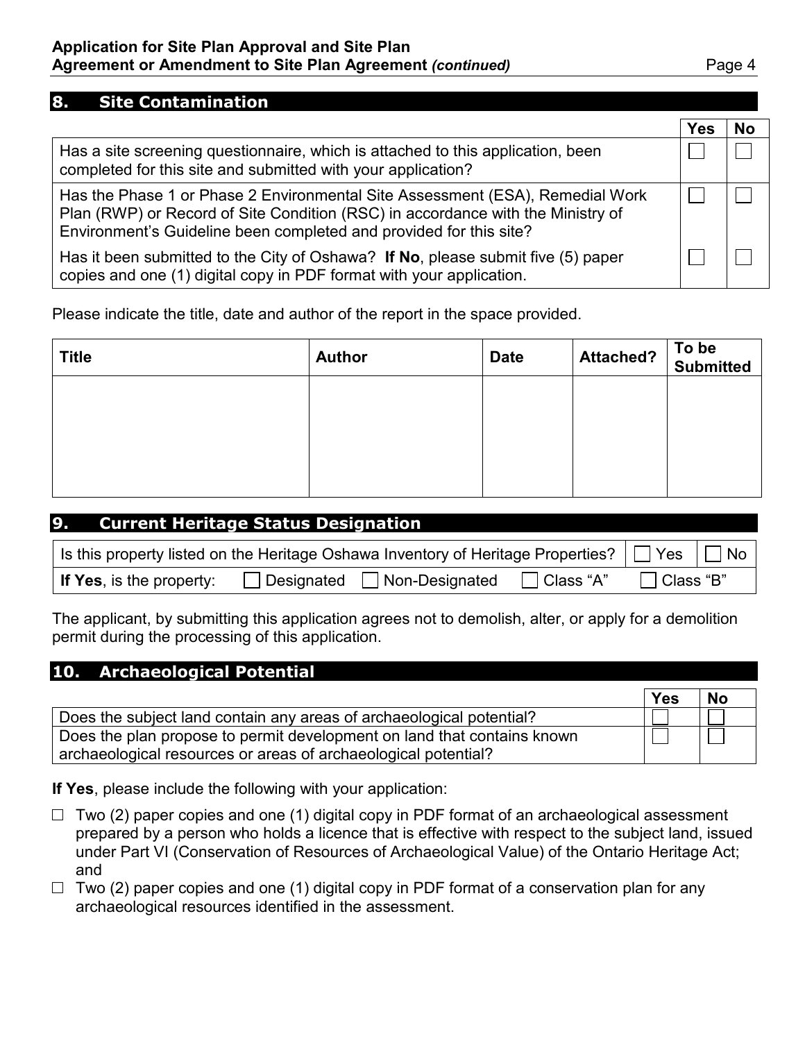## 8. Site Contamination

| | Yes | No |
|---|---|---|
| Has a site screening questionnaire, which is attached to this application, been completed for this site and submitted with your application? | ☐ | ☐ |
| Has the Phase 1 or Phase 2 Environmental Site Assessment (ESA), Remedial Work Plan (RWP) or Record of Site Condition (RSC) in accordance with the Ministry of Environment's Guideline been completed and provided for this site? | ☐ | ☐ |
| Has it been submitted to the City of Oshawa? **If No**, please submit five (5) paper copies and one (1) digital copy in PDF format with your application. | ☐ | ☐ |

Please indicate the title, date and author of the report in the space provided.

| Title | Author | Date | Attached? | To be Submitted |
|---|---|---|---|---|
| | | | | |

## 9. Current Heritage Status Designation

Is this property listed on the Heritage Oshawa Inventory of Heritage Properties? ☐ Yes ☐ No

**If Yes**, is the property: ☐ Designated ☐ Non-Designated ☐ Class "A" ☐ Class "B"

The applicant, by submitting this application agrees not to demolish, alter, or apply for a demolition permit during the processing of this application.

## 10. Archaeological Potential

| | Yes | No |
|---|---|---|
| Does the subject land contain any areas of archaeological potential? | ☐ | ☐ |
| Does the plan propose to permit development on land that contains known archaeological resources or areas of archaeological potential? | ☐ | ☐ |

**If Yes**, please include the following with your application:

- ☐ Two (2) paper copies and one (1) digital copy in PDF format of an archaeological assessment prepared by a person who holds a licence that is effective with respect to the subject land, issued under Part VI (Conservation of Resources of Archaeological Value) of the Ontario Heritage Act; and
- ☐ Two (2) paper copies and one (1) digital copy in PDF format of a conservation plan for any archaeological resources identified in the assessment.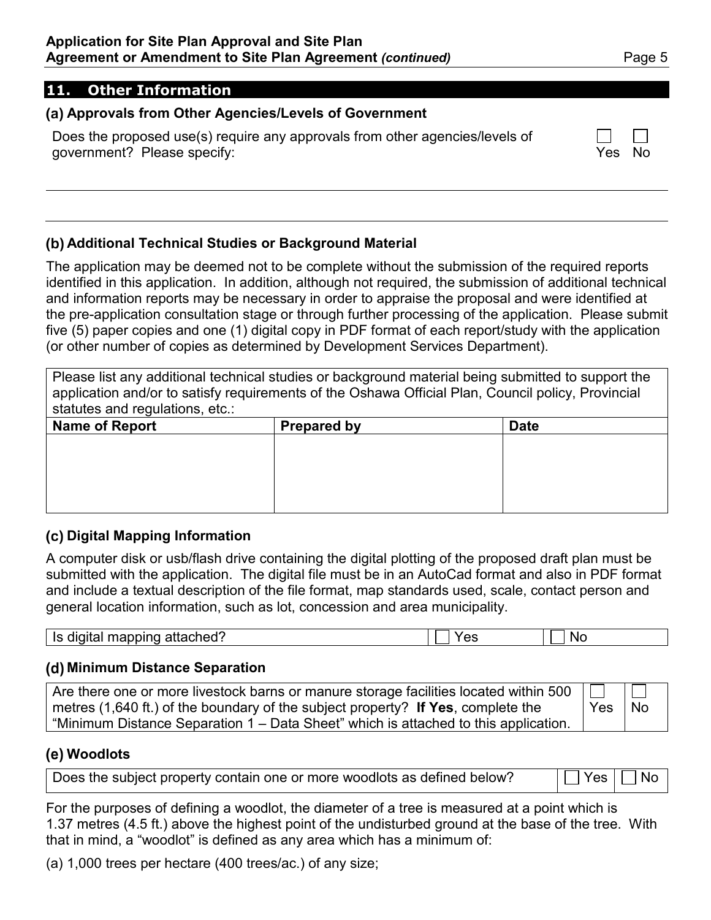## 11. Other Information

### (a) Approvals from Other Agencies/Levels of Government

Does the proposed use(s) require any approvals from other agencies/levels of government? Please specify: ☐ Yes ☐ No

### (b) Additional Technical Studies or Background Material

The application may be deemed not to be complete without the submission of the required reports identified in this application. In addition, although not required, the submission of additional technical and information reports may be necessary in order to appraise the proposal and were identified at the pre-application consultation stage or through further processing of the application. Please submit five (5) paper copies and one (1) digital copy in PDF format of each report/study with the application (or other number of copies as determined by Development Services Department).

Please list any additional technical studies or background material being submitted to support the application and/or to satisfy requirements of the Oshawa Official Plan, Council policy, Provincial statutes and regulations, etc.:

| Name of Report | Prepared by | Date |
|---|---|---|
| | | |

### (c) Digital Mapping Information

A computer disk or usb/flash drive containing the digital plotting of the proposed draft plan must be submitted with the application. The digital file must be in an AutoCad format and also in PDF format and include a textual description of the file format, map standards used, scale, contact person and general location information, such as lot, concession and area municipality.

| Is digital mapping attached? | ☐ Yes | ☐ No |
|---|---|---|

### (d) Minimum Distance Separation

| Are there one or more livestock barns or manure storage facilities located within 500 metres (1,640 ft.) of the boundary of the subject property? **If Yes**, complete the "Minimum Distance Separation 1 – Data Sheet" which is attached to this application. | ☐ Yes | ☐ No |
|---|---|---|

### (e) Woodlots

| Does the subject property contain one or more woodlots as defined below? | ☐ Yes | ☐ No |
|---|---|---|

For the purposes of defining a woodlot, the diameter of a tree is measured at a point which is 1.37 metres (4.5 ft.) above the highest point of the undisturbed ground at the base of the tree. With that in mind, a "woodlot" is defined as any area which has a minimum of:

(a) 1,000 trees per hectare (400 trees/ac.) of any size;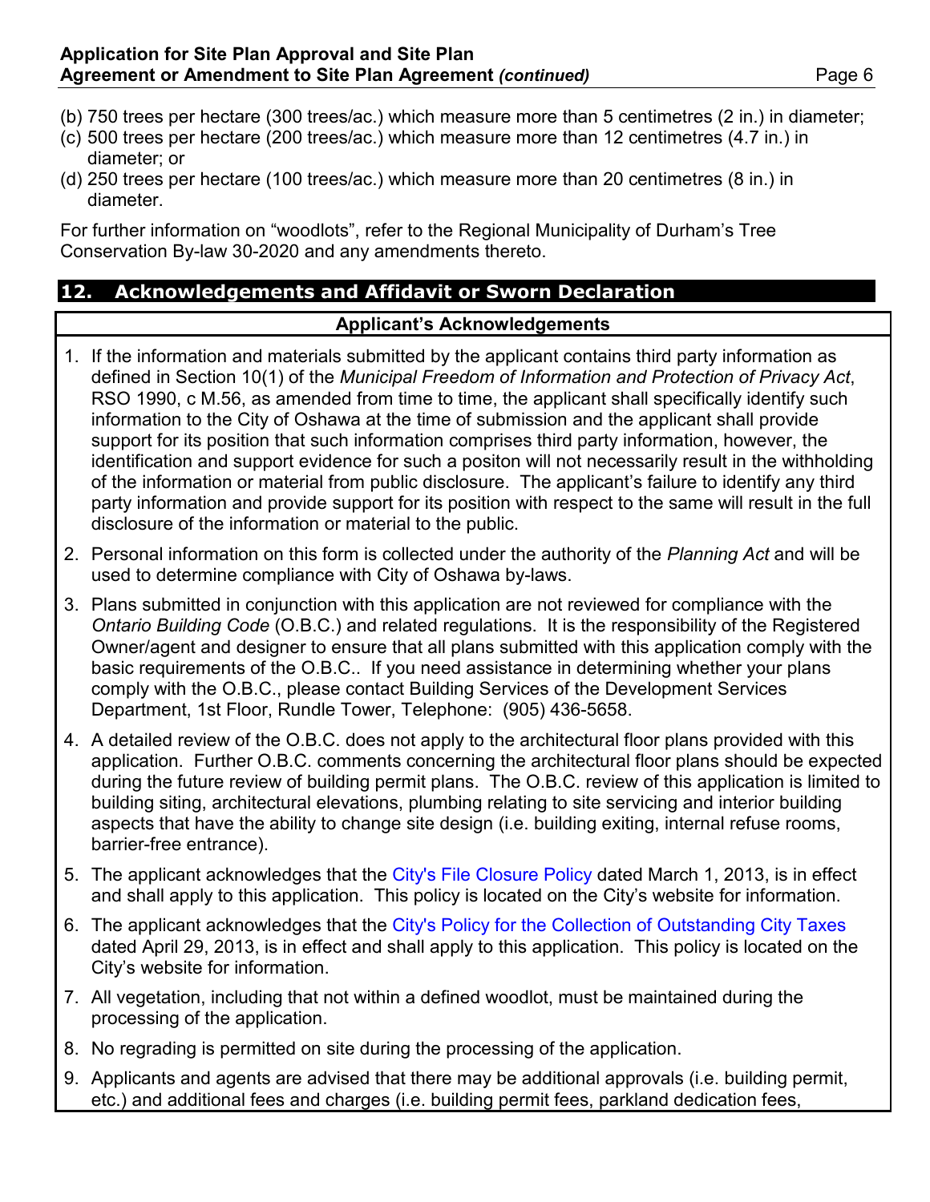(b) 750 trees per hectare (300 trees/ac.) which measure more than 5 centimetres (2 in.) in diameter;
(c) 500 trees per hectare (200 trees/ac.) which measure more than 12 centimetres (4.7 in.) in diameter; or
(d) 250 trees per hectare (100 trees/ac.) which measure more than 20 centimetres (8 in.) in diameter.

For further information on "woodlots", refer to the Regional Municipality of Durham's Tree Conservation By-law 30-2020 and any amendments thereto.

## 12. Acknowledgements and Affidavit or Sworn Declaration

### Applicant's Acknowledgements

1. If the information and materials submitted by the applicant contains third party information as defined in Section 10(1) of the *Municipal Freedom of Information and Protection of Privacy Act*, RSO 1990, c M.56, as amended from time to time, the applicant shall specifically identify such information to the City of Oshawa at the time of submission and the applicant shall provide support for its position that such information comprises third party information, however, the identification and support evidence for such a positon will not necessarily result in the withholding of the information or material from public disclosure. The applicant's failure to identify any third party information and provide support for its position with respect to the same will result in the full disclosure of the information or material to the public.
2. Personal information on this form is collected under the authority of the *Planning Act* and will be used to determine compliance with City of Oshawa by-laws.
3. Plans submitted in conjunction with this application are not reviewed for compliance with the *Ontario Building Code* (O.B.C.) and related regulations. It is the responsibility of the Registered Owner/agent and designer to ensure that all plans submitted with this application comply with the basic requirements of the O.B.C.. If you need assistance in determining whether your plans comply with the O.B.C., please contact Building Services of the Development Services Department, 1st Floor, Rundle Tower, Telephone: (905) 436-5658.
4. A detailed review of the O.B.C. does not apply to the architectural floor plans provided with this application. Further O.B.C. comments concerning the architectural floor plans should be expected during the future review of building permit plans. The O.B.C. review of this application is limited to building siting, architectural elevations, plumbing relating to site servicing and interior building aspects that have the ability to change site design (i.e. building exiting, internal refuse rooms, barrier-free entrance).
5. The applicant acknowledges that the City's File Closure Policy dated March 1, 2013, is in effect and shall apply to this application. This policy is located on the City's website for information.
6. The applicant acknowledges that the City's Policy for the Collection of Outstanding City Taxes dated April 29, 2013, is in effect and shall apply to this application. This policy is located on the City's website for information.
7. All vegetation, including that not within a defined woodlot, must be maintained during the processing of the application.
8. No regrading is permitted on site during the processing of the application.
9. Applicants and agents are advised that there may be additional approvals (i.e. building permit, etc.) and additional fees and charges (i.e. building permit fees, parkland dedication fees,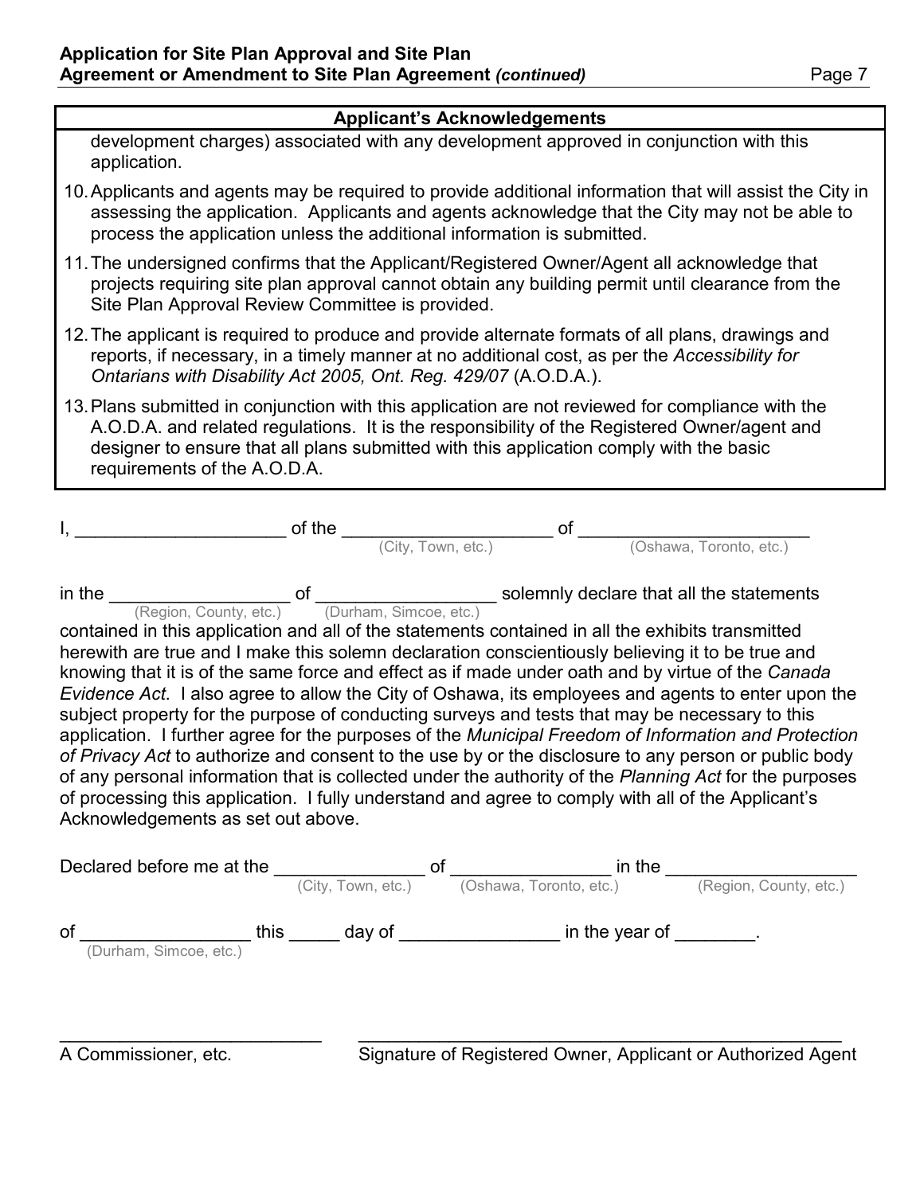| Applicant's Acknowledgements |
|---|
| development charges) associated with any development approved in conjunction with this application. |

10. Applicants and agents may be required to provide additional information that will assist the City in assessing the application. Applicants and agents acknowledge that the City may not be able to process the application unless the additional information is submitted.
11. The undersigned confirms that the Applicant/Registered Owner/Agent all acknowledge that projects requiring site plan approval cannot obtain any building permit until clearance from the Site Plan Approval Review Committee is provided.
12. The applicant is required to produce and provide alternate formats of all plans, drawings and reports, if necessary, in a timely manner at no additional cost, as per the *Accessibility for Ontarians with Disability Act 2005, Ont. Reg. 429/07* (A.O.D.A.).
13. Plans submitted in conjunction with this application are not reviewed for compliance with the A.O.D.A. and related regulations. It is the responsibility of the Registered Owner/agent and designer to ensure that all plans submitted with this application comply with the basic requirements of the A.O.D.A.

I, _____________________ of the _____________________ of _______________________
(City, Town, etc.) (Oshawa, Toronto, etc.)

in the __________________ of __________________ solemnly declare that all the statements
(Region, County, etc.) (Durham, Simcoe, etc.)

contained in this application and all of the statements contained in all the exhibits transmitted herewith are true and I make this solemn declaration conscientiously believing it to be true and knowing that it is of the same force and effect as if made under oath and by virtue of the *Canada Evidence Act*. I also agree to allow the City of Oshawa, its employees and agents to enter upon the subject property for the purpose of conducting surveys and tests that may be necessary to this application. I further agree for the purposes of the *Municipal Freedom of Information and Protection of Privacy Act* to authorize and consent to the use by or the disclosure to any person or public body of any personal information that is collected under the authority of the *Planning Act* for the purposes of processing this application. I fully understand and agree to comply with all of the Applicant's Acknowledgements as set out above.

Declared before me at the _______________ of ________________ in the ___________________
(City, Town, etc.) (Oshawa, Toronto, etc.) (Region, County, etc.)

of _________________ this _____ day of ________________ in the year of ________.
(Durham, Simcoe, etc.)

___________________________ ___________________________________________________

A Commissioner, etc. Signature of Registered Owner, Applicant or Authorized Agent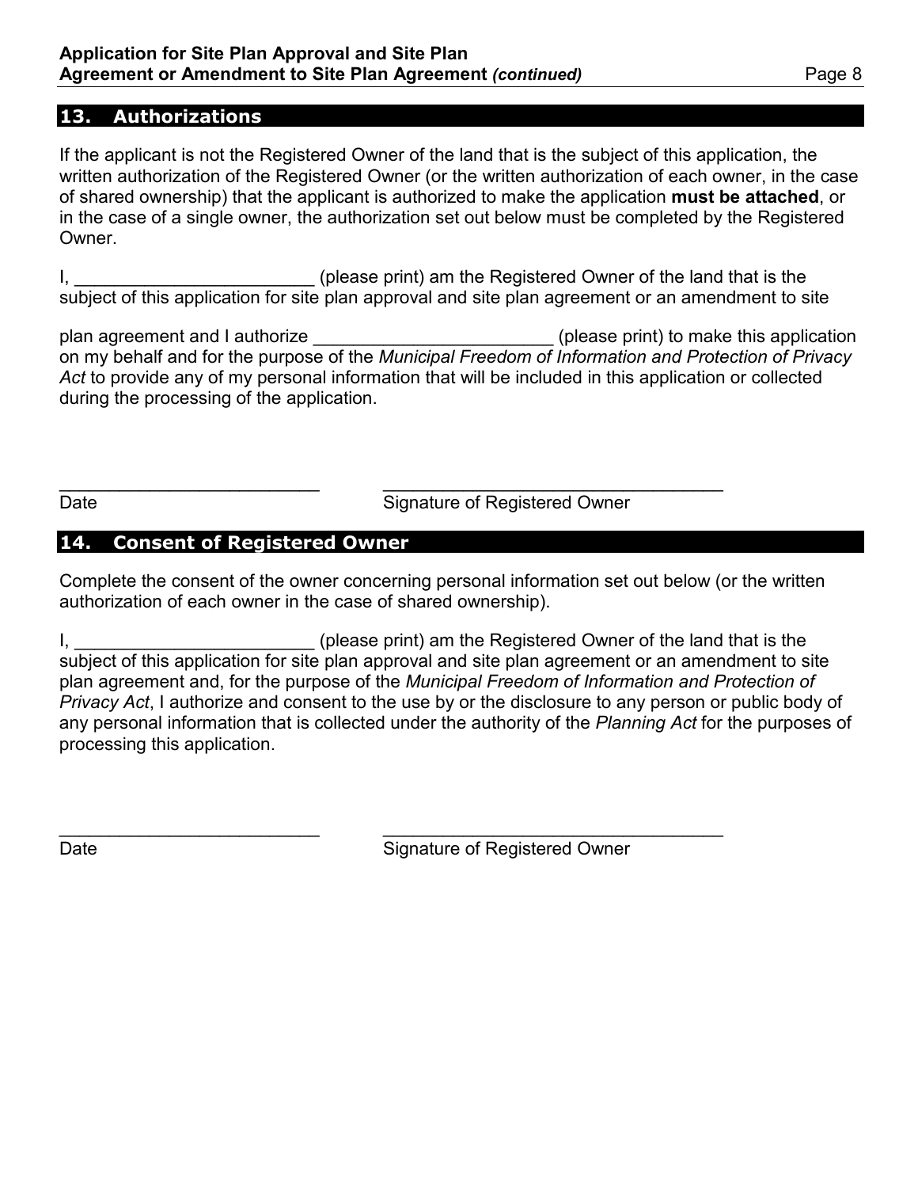## 13. Authorizations

If the applicant is not the Registered Owner of the land that is the subject of this application, the written authorization of the Registered Owner (or the written authorization of each owner, in the case of shared ownership) that the applicant is authorized to make the application **must be attached**, or in the case of a single owner, the authorization set out below must be completed by the Registered Owner.

I, ________________________ (please print) am the Registered Owner of the land that is the subject of this application for site plan approval and site plan agreement or an amendment to site plan agreement and I authorize ________________________ (please print) to make this application on my behalf and for the purpose of the *Municipal Freedom of Information and Protection of Privacy Act* to provide any of my personal information that will be included in this application or collected during the processing of the application.

__________________________ __________________________________

Date Signature of Registered Owner

## 14. Consent of Registered Owner

Complete the consent of the owner concerning personal information set out below (or the written authorization of each owner in the case of shared ownership).

I, ________________________ (please print) am the Registered Owner of the land that is the subject of this application for site plan approval and site plan agreement or an amendment to site plan agreement and, for the purpose of the *Municipal Freedom of Information and Protection of Privacy Act*, I authorize and consent to the use by or the disclosure to any person or public body of any personal information that is collected under the authority of the *Planning Act* for the purposes of processing this application.

__________________________ __________________________________

Date Signature of Registered Owner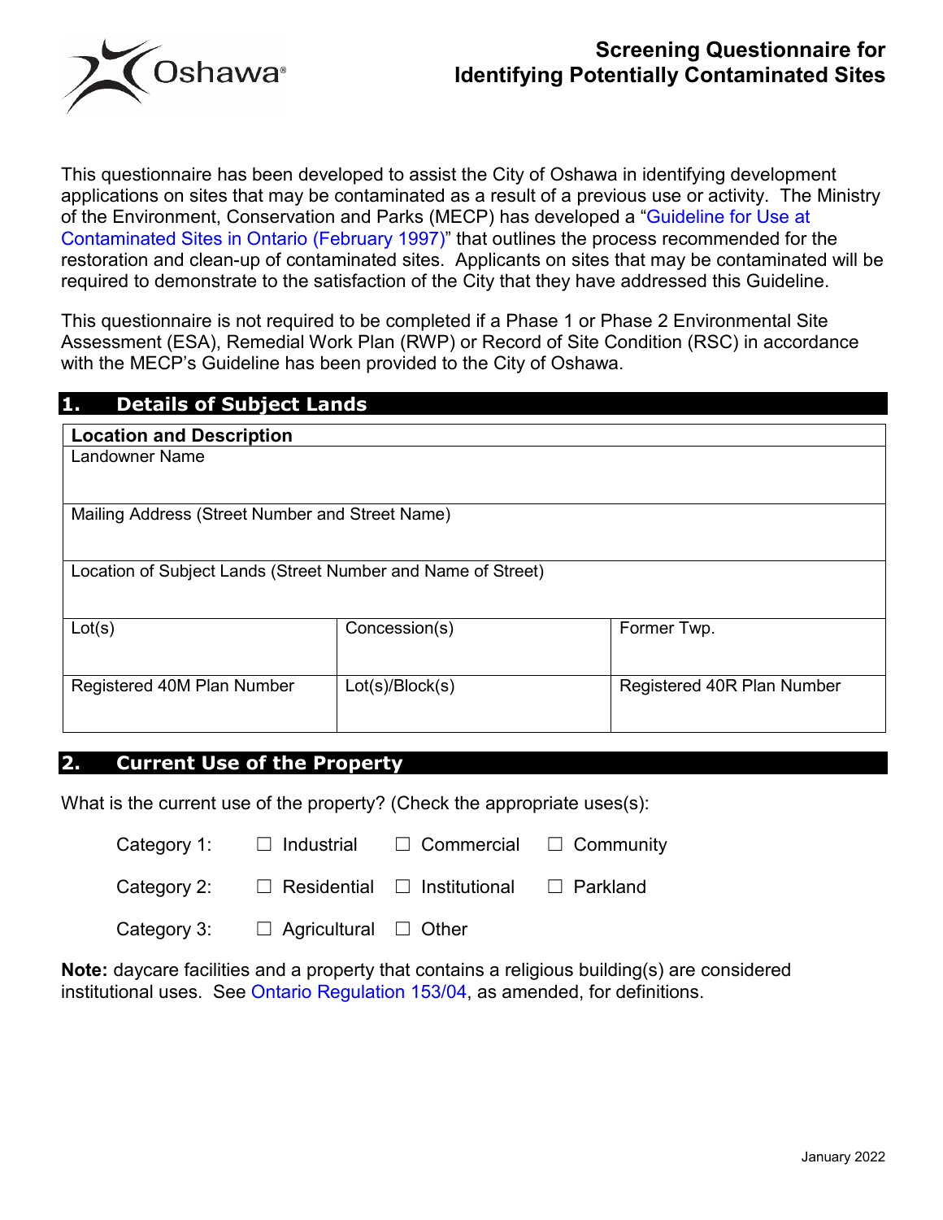# Screening Questionnaire for Identifying Potentially Contaminated Sites

This questionnaire has been developed to assist the City of Oshawa in identifying development applications on sites that may be contaminated as a result of a previous use or activity. The Ministry of the Environment, Conservation and Parks (MECP) has developed a "Guideline for Use at Contaminated Sites in Ontario (February 1997)" that outlines the process recommended for the restoration and clean-up of contaminated sites. Applicants on sites that may be contaminated will be required to demonstrate to the satisfaction of the City that they have addressed this Guideline.

This questionnaire is not required to be completed if a Phase 1 or Phase 2 Environmental Site Assessment (ESA), Remedial Work Plan (RWP) or Record of Site Condition (RSC) in accordance with the MECP's Guideline has been provided to the City of Oshawa.

## 1. Details of Subject Lands

| **Location and Description** | | |
|---|---|---|
| Landowner Name | | |
| Mailing Address (Street Number and Street Name) | | |
| Location of Subject Lands (Street Number and Name of Street) | | |
| Lot(s) | Concession(s) | Former Twp. |
| Registered 40M Plan Number | Lot(s)/Block(s) | Registered 40R Plan Number |

## 2. Current Use of the Property

What is the current use of the property? (Check the appropriate uses(s):

Category 1: ☐ Industrial ☐ Commercial ☐ Community

Category 2: ☐ Residential ☐ Institutional ☐ Parkland

Category 3: ☐ Agricultural ☐ Other

**Note:** daycare facilities and a property that contains a religious building(s) are considered institutional uses. See Ontario Regulation 153/04, as amended, for definitions.

January 2022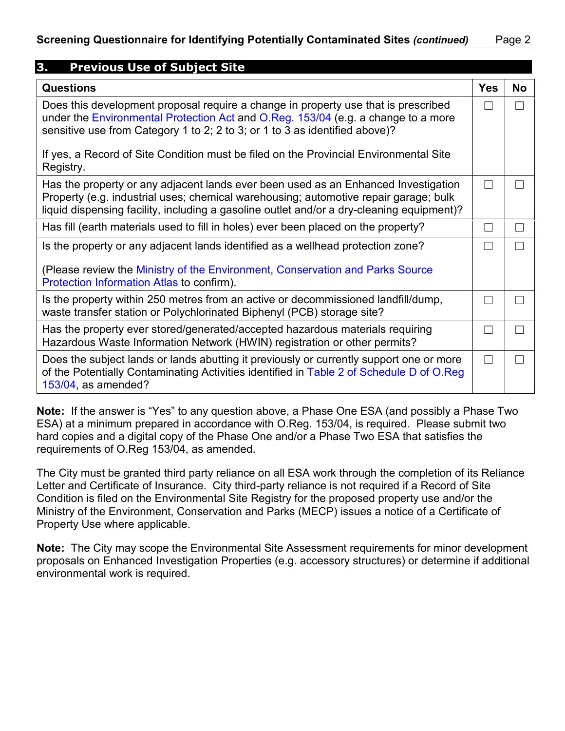## 3. Previous Use of Subject Site

| Questions | Yes | No |
|---|---|---|
| Does this development proposal require a change in property use that is prescribed under the Environmental Protection Act and O.Reg. 153/04 (e.g. a change to a more sensitive use from Category 1 to 2; 2 to 3; or 1 to 3 as identified above)?<br><br>If yes, a Record of Site Condition must be filed on the Provincial Environmental Site Registry. | ☐ | ☐ |
| Has the property or any adjacent lands ever been used as an Enhanced Investigation Property (e.g. industrial uses; chemical warehousing; automotive repair garage; bulk liquid dispensing facility, including a gasoline outlet and/or a dry-cleaning equipment)? | ☐ | ☐ |
| Has fill (earth materials used to fill in holes) ever been placed on the property? | ☐ | ☐ |
| Is the property or any adjacent lands identified as a wellhead protection zone?<br><br>(Please review the Ministry of the Environment, Conservation and Parks Source Protection Information Atlas to confirm). | ☐ | ☐ |
| Is the property within 250 metres from an active or decommissioned landfill/dump, waste transfer station or Polychlorinated Biphenyl (PCB) storage site? | ☐ | ☐ |
| Has the property ever stored/generated/accepted hazardous materials requiring Hazardous Waste Information Network (HWIN) registration or other permits? | ☐ | ☐ |
| Does the subject lands or lands abutting it previously or currently support one or more of the Potentially Contaminating Activities identified in Table 2 of Schedule D of O.Reg 153/04, as amended? | ☐ | ☐ |

**Note:** If the answer is "Yes" to any question above, a Phase One ESA (and possibly a Phase Two ESA) at a minimum prepared in accordance with O.Reg. 153/04, is required. Please submit two hard copies and a digital copy of the Phase One and/or a Phase Two ESA that satisfies the requirements of O.Reg 153/04, as amended.

The City must be granted third party reliance on all ESA work through the completion of its Reliance Letter and Certificate of Insurance. City third-party reliance is not required if a Record of Site Condition is filed on the Environmental Site Registry for the proposed property use and/or the Ministry of the Environment, Conservation and Parks (MECP) issues a notice of a Certificate of Property Use where applicable.

**Note:** The City may scope the Environmental Site Assessment requirements for minor development proposals on Enhanced Investigation Properties (e.g. accessory structures) or determine if additional environmental work is required.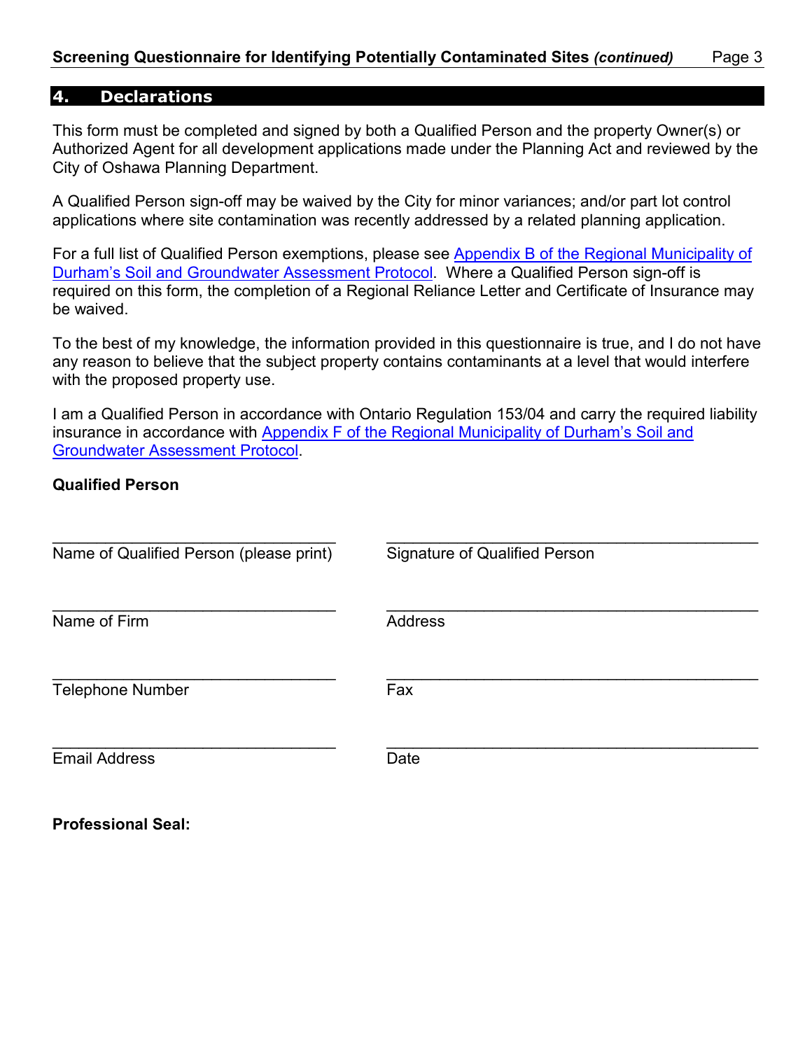## 4. Declarations

This form must be completed and signed by both a Qualified Person and the property Owner(s) or Authorized Agent for all development applications made under the Planning Act and reviewed by the City of Oshawa Planning Department.

A Qualified Person sign-off may be waived by the City for minor variances; and/or part lot control applications where site contamination was recently addressed by a related planning application.

For a full list of Qualified Person exemptions, please see [Appendix B of the Regional Municipality of Durham's Soil and Groundwater Assessment Protocol](). Where a Qualified Person sign-off is required on this form, the completion of a Regional Reliance Letter and Certificate of Insurance may be waived.

To the best of my knowledge, the information provided in this questionnaire is true, and I do not have any reason to believe that the subject property contains contaminants at a level that would interfere with the proposed property use.

I am a Qualified Person in accordance with Ontario Regulation 153/04 and carry the required liability insurance in accordance with [Appendix F of the Regional Municipality of Durham's Soil and Groundwater Assessment Protocol]().

**Qualified Person**

| | |
|---|---|
| ________________________________ | ________________________________ |
| Name of Qualified Person (please print) | Signature of Qualified Person |
| ________________________________ | ________________________________ |
| Name of Firm | Address |
| ________________________________ | ________________________________ |
| Telephone Number | Fax |
| ________________________________ | ________________________________ |
| Email Address | Date |

**Professional Seal:**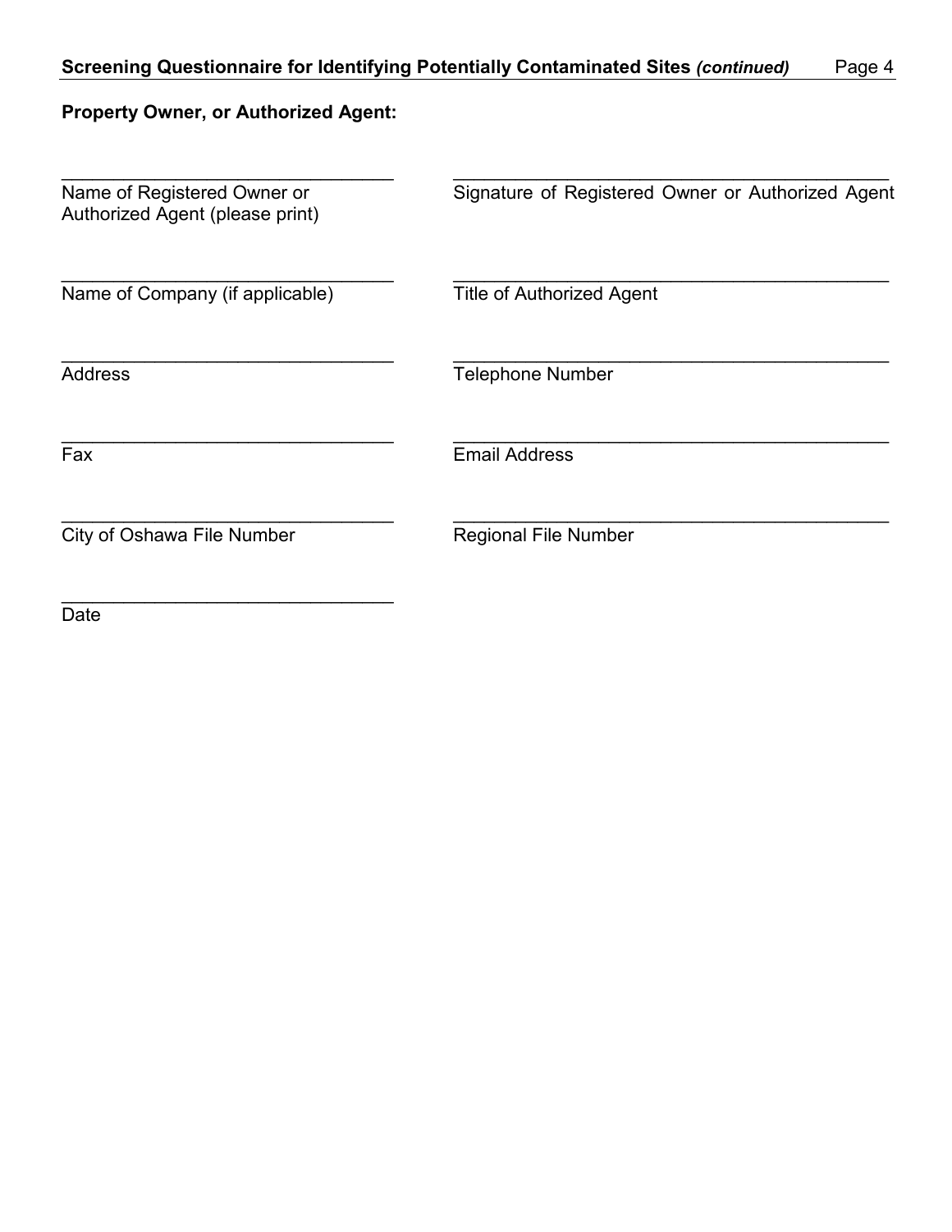**Property Owner, or Authorized Agent:**

| | |
|---|---|
| ________________________________ | ________________________________ |
| Name of Registered Owner or Authorized Agent (please print) | Signature of Registered Owner or Authorized Agent |
| ________________________________ | ________________________________ |
| Name of Company (if applicable) | Title of Authorized Agent |
| ________________________________ | ________________________________ |
| Address | Telephone Number |
| ________________________________ | ________________________________ |
| Fax | Email Address |
| ________________________________ | ________________________________ |
| City of Oshawa File Number | Regional File Number |
| ________________________________ | |
| Date | |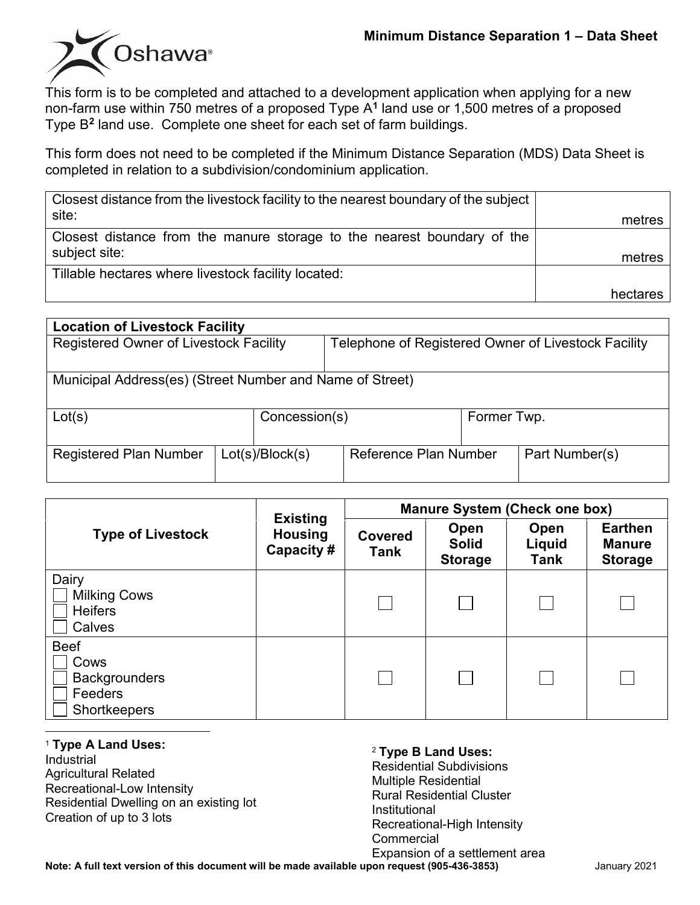# Minimum Distance Separation 1 – Data Sheet

This form is to be completed and attached to a development application when applying for a new non-farm use within 750 metres of a proposed Type A[1] land use or 1,500 metres of a proposed Type B[2] land use. Complete one sheet for each set of farm buildings.

This form does not need to be completed if the Minimum Distance Separation (MDS) Data Sheet is completed in relation to a subdivision/condominium application.

| | |
|---|---|
| Closest distance from the livestock facility to the nearest boundary of the subject site: | metres |
| Closest distance from the manure storage to the nearest boundary of the subject site: | metres |
| Tillable hectares where livestock facility located: | hectares |

| **Location of Livestock Facility** | | | |
|---|---|---|---|
| Registered Owner of Livestock Facility | | Telephone of Registered Owner of Livestock Facility | |
| Municipal Address(es) (Street Number and Name of Street) | | | |
| Lot(s) | Concession(s) | Former Twp. | |
| Registered Plan Number | Lot(s)/Block(s) | Reference Plan Number | Part Number(s) |

| Type of Livestock | Existing Housing Capacity # | Manure System (Check one box) | | | |
|---|---|---|---|---|---|
| | | Covered Tank | Open Solid Storage | Open Liquid Tank | Earthen Manure Storage |
| Dairy<br>☐ Milking Cows<br>☐ Heifers<br>☐ Calves | | ☐ | ☐ | ☐ | ☐ |
| Beef<br>☐ Cows<br>☐ Backgrounders<br>☐ Feeders<br>☐ Shortkeepers | | ☐ | ☐ | ☐ | ☐ |

[1] **Type A Land Uses:**
Industrial
Agricultural Related
Recreational-Low Intensity
Residential Dwelling on an existing lot
Creation of up to 3 lots

[2] **Type B Land Uses:**
Residential Subdivisions
Multiple Residential
Rural Residential Cluster
Institutional
Recreational-High Intensity
Commercial
Expansion of a settlement area

**Note: A full text version of this document will be made available upon request (905-436-3853)**

January 2021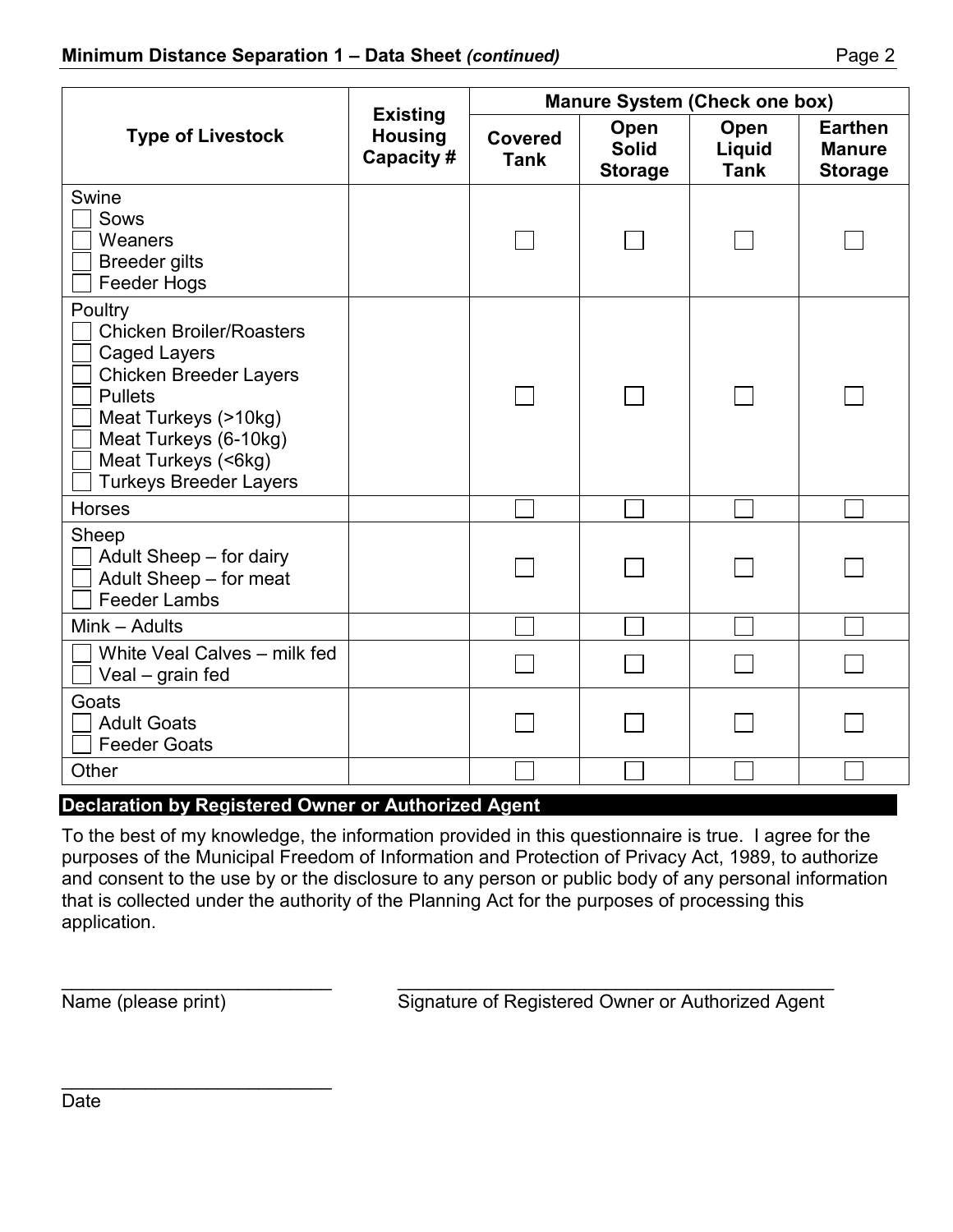| Type of Livestock | Existing Housing Capacity # | Manure System (Check one box) | | | |
|---|---|---|---|---|---|
| | | Covered Tank | Open Solid Storage | Open Liquid Tank | Earthen Manure Storage |
| Swine<br>☐ Sows<br>☐ Weaners<br>☐ Breeder gilts<br>☐ Feeder Hogs | | ☐ | ☐ | ☐ | ☐ |
| Poultry<br>☐ Chicken Broiler/Roasters<br>☐ Caged Layers<br>☐ Chicken Breeder Layers<br>☐ Pullets<br>☐ Meat Turkeys (>10kg)<br>☐ Meat Turkeys (6-10kg)<br>☐ Meat Turkeys (<6kg)<br>☐ Turkeys Breeder Layers | | ☐ | ☐ | ☐ | ☐ |
| Horses | | ☐ | ☐ | ☐ | ☐ |
| Sheep<br>☐ Adult Sheep – for dairy<br>☐ Adult Sheep – for meat<br>☐ Feeder Lambs | | ☐ | ☐ | ☐ | ☐ |
| Mink – Adults | | ☐ | ☐ | ☐ | ☐ |
| ☐ White Veal Calves – milk fed<br>☐ Veal – grain fed | | ☐ | ☐ | ☐ | ☐ |
| Goats<br>☐ Adult Goats<br>☐ Feeder Goats | | ☐ | ☐ | ☐ | ☐ |
| Other | | ☐ | ☐ | ☐ | ☐ |

## Declaration by Registered Owner or Authorized Agent

To the best of my knowledge, the information provided in this questionnaire is true. I agree for the purposes of the Municipal Freedom of Information and Protection of Privacy Act, 1989, to authorize and consent to the use by or the disclosure to any person or public body of any personal information that is collected under the authority of the Planning Act for the purposes of processing this application.

___________________________ Name (please print)

___________________________________________ Signature of Registered Owner or Authorized Agent

___________________________ Date